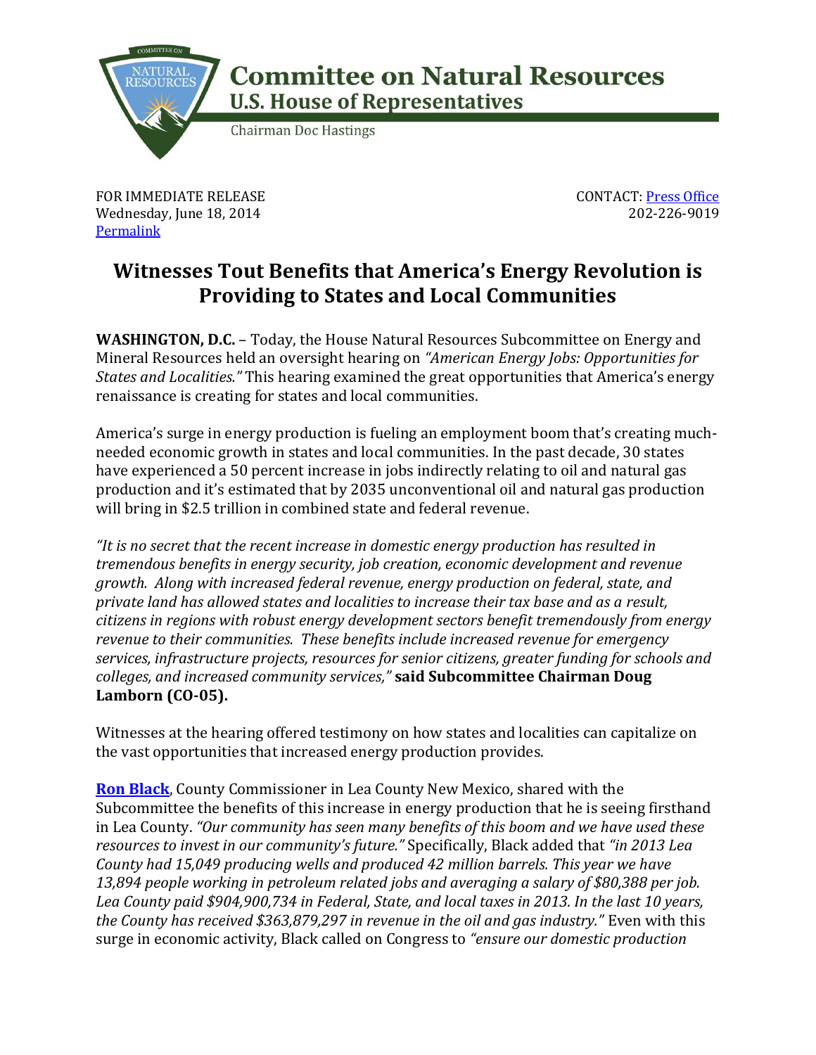**Committee on Natural Resources**
**U.S. House of Representatives**
Chairman Doc Hastings

FOR IMMEDIATE RELEASE
Wednesday, June 18, 2014
[Permalink]

CONTACT: [Press Office]
202-226-9019

# Witnesses Tout Benefits that America's Energy Revolution is Providing to States and Local Communities

**WASHINGTON, D.C.** – Today, the House Natural Resources Subcommittee on Energy and Mineral Resources held an oversight hearing on *"American Energy Jobs: Opportunities for States and Localities."* This hearing examined the great opportunities that America's energy renaissance is creating for states and local communities.

America's surge in energy production is fueling an employment boom that's creating much-needed economic growth in states and local communities. In the past decade, 30 states have experienced a 50 percent increase in jobs indirectly relating to oil and natural gas production and it's estimated that by 2035 unconventional oil and natural gas production will bring in $2.5 trillion in combined state and federal revenue.

*"It is no secret that the recent increase in domestic energy production has resulted in tremendous benefits in energy security, job creation, economic development and revenue growth. Along with increased federal revenue, energy production on federal, state, and private land has allowed states and localities to increase their tax base and as a result, citizens in regions with robust energy development sectors benefit tremendously from energy revenue to their communities. These benefits include increased revenue for emergency services, infrastructure projects, resources for senior citizens, greater funding for schools and colleges, and increased community services,"* **said Subcommittee Chairman Doug Lamborn (CO-05).**

Witnesses at the hearing offered testimony on how states and localities can capitalize on the vast opportunities that increased energy production provides.

**[Ron Black]**, County Commissioner in Lea County New Mexico, shared with the Subcommittee the benefits of this increase in energy production that he is seeing firsthand in Lea County. *"Our community has seen many benefits of this boom and we have used these resources to invest in our community's future."* Specifically, Black added that *"in 2013 Lea County had 15,049 producing wells and produced 42 million barrels. This year we have 13,894 people working in petroleum related jobs and averaging a salary of $80,388 per job. Lea County paid $904,900,734 in Federal, State, and local taxes in 2013. In the last 10 years, the County has received $363,879,297 in revenue in the oil and gas industry."* Even with this surge in economic activity, Black called on Congress to *"ensure our domestic production*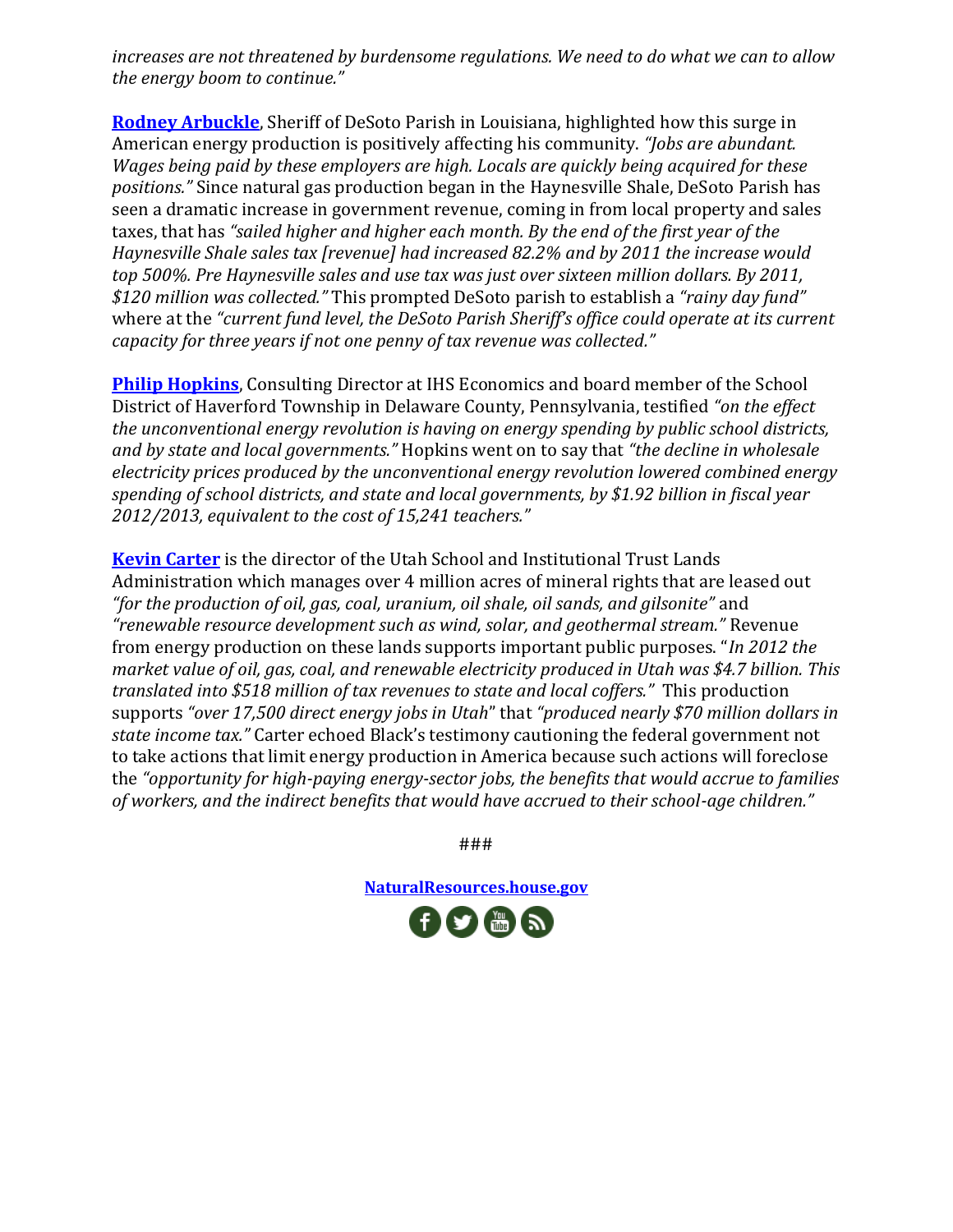*increases are not threatened by burdensome regulations. We need to do what we can to allow the energy boom to continue."*

**Rodney Arbuckle**, Sheriff of DeSoto Parish in Louisiana, highlighted how this surge in American energy production is positively affecting his community. *"Jobs are abundant. Wages being paid by these employers are high. Locals are quickly being acquired for these positions."* Since natural gas production began in the Haynesville Shale, DeSoto Parish has seen a dramatic increase in government revenue, coming in from local property and sales taxes, that has *"sailed higher and higher each month. By the end of the first year of the Haynesville Shale sales tax [revenue] had increased 82.2% and by 2011 the increase would top 500%. Pre Haynesville sales and use tax was just over sixteen million dollars. By 2011, $120 million was collected."* This prompted DeSoto parish to establish a *"rainy day fund"* where at the *"current fund level, the DeSoto Parish Sheriff's office could operate at its current capacity for three years if not one penny of tax revenue was collected."*

**Philip Hopkins**, Consulting Director at IHS Economics and board member of the School District of Haverford Township in Delaware County, Pennsylvania, testified *"on the effect the unconventional energy revolution is having on energy spending by public school districts, and by state and local governments."* Hopkins went on to say that *"the decline in wholesale electricity prices produced by the unconventional energy revolution lowered combined energy spending of school districts, and state and local governments, by $1.92 billion in fiscal year 2012/2013, equivalent to the cost of 15,241 teachers."*

**Kevin Carter** is the director of the Utah School and Institutional Trust Lands Administration which manages over 4 million acres of mineral rights that are leased out *"for the production of oil, gas, coal, uranium, oil shale, oil sands, and gilsonite"* and *"renewable resource development such as wind, solar, and geothermal stream."* Revenue from energy production on these lands supports important public purposes. "*In 2012 the market value of oil, gas, coal, and renewable electricity produced in Utah was $4.7 billion. This translated into $518 million of tax revenues to state and local coffers."* This production supports *"over 17,500 direct energy jobs in Utah*" that *"produced nearly $70 million dollars in state income tax."* Carter echoed Black's testimony cautioning the federal government not to take actions that limit energy production in America because such actions will foreclose the *"opportunity for high-paying energy-sector jobs, the benefits that would accrue to families of workers, and the indirect benefits that would have accrued to their school-age children."*

###

**NaturalResources.house.gov**